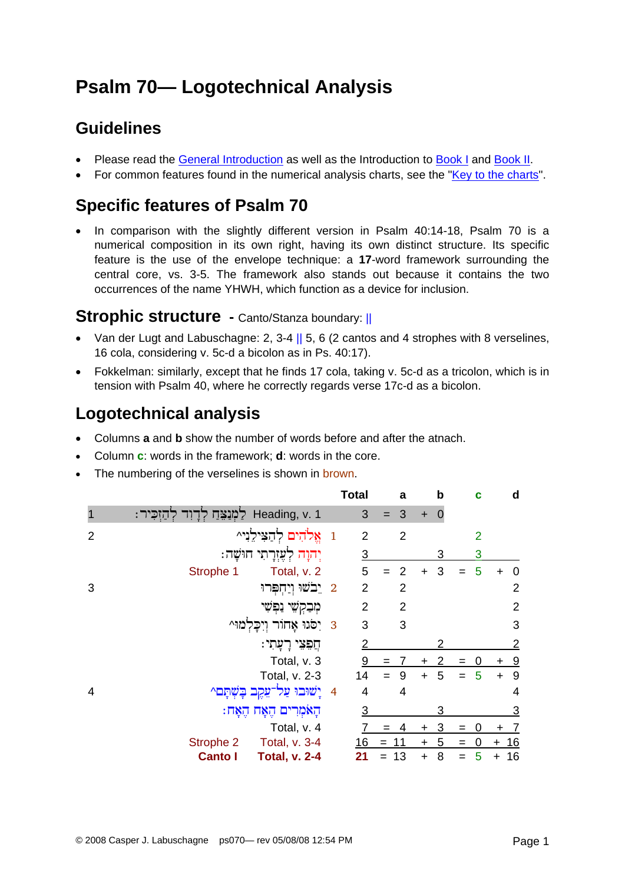# Psalm 70— Logotechnical Analysis

## Guidelines

- Please read the General Introduction as well as the Introduction to Book I and Book II.
- For common features found in the numerical analysis charts, see the "Key to the charts".

## Specific features of Psalm 70

- In comparison with the slightly different version in Psalm 40:14-18, Psalm 70 is a numerical composition in its own right, having its own distinct structure. Its specific feature is the use of the envelope technique: a **17**-word framework surrounding the central core, vs. 3-5. The framework also stands out because it contains the two occurrences of the name YHWH, which function as a device for inclusion.

## Strophic structure - Canto/Stanza boundary: ||

- Van der Lugt and Labuschagne: 2, 3-4 || 5, 6 (2 cantos and 4 strophes with 8 verselines, 16 cola, considering v. 5c-d a bicolon as in Ps. 40:17).
- Fokkelman: similarly, except that he finds 17 cola, taking v. 5c-d as a tricolon, which is in tension with Psalm 40, where he correctly regards verse 17c-d as a bicolon.

## Logotechnical analysis

- Columns **a** and **b** show the number of words before and after the atnach.
- Column **c**: words in the framework; **d**: words in the core.
- The numbering of the verselines is shown in brown.

| | | | Total | | a | | b | | c | | d |
|---|---|---|---|---|---|---|---|---|---|---|---|
| 1 | לַמְנַצֵּחַ לְדָוִד לְהַזְכִּיר׃ Heading, v. 1 | | 3 | = | 3 | + | 0 | | | | |
| 2 | אֱלֹהִים לְהַצִּילֵנִי^ | 1 | 2 | | 2 | | | | 2 | | |
| | יְהוָה לְעֶזְרָתִי חוּשָׁה׃ | | 3 | | | | 3 | | 3 | | |
| | Strophe 1 Total, v. 2 | | 5 | = | 2 | + | 3 | = | 5 | + | 0 |
| 3 | יֵבֹשׁוּ וְיַחְפְּרוּ | 2 | 2 | | 2 | | | | | | 2 |
| | מְבַקְשֵׁי נַפְשִׁי | | 2 | | 2 | | | | | | 2 |
| | יִסֹּגוּ אָחוֹר וְיִכָּלְמוּ^ | 3 | 3 | | 3 | | | | | | 3 |
| | חֲפֵצֵי רָעָתִי׃ | | 2 | | | | 2 | | | | 2 |
| | Total, v. 3 | | 9 | = | 7 | + | 2 | = | 0 | + | 9 |
| | Total, v. 2-3 | | 14 | = | 9 | + | 5 | = | 5 | + | 9 |
| 4 | יָשׁוּבוּ עַל־עֵקֶב בָּשְׁתָּם^ | 4 | 4 | | 4 | | | | | | 4 |
| | הָאֹמְרִים הֶאָח הֶאָח׃ | | 3 | | | | 3 | | | | 3 |
| | Total, v. 4 | | 7 | = | 4 | + | 3 | = | 0 | + | 7 |
| | Strophe 2 Total, v. 3-4 | | 16 | = | 11 | + | 5 | = | 0 | + | 16 |
| | **Canto I Total, v. 2-4** | | **21** | = | 13 | + | 8 | = | 5 | + | 16 |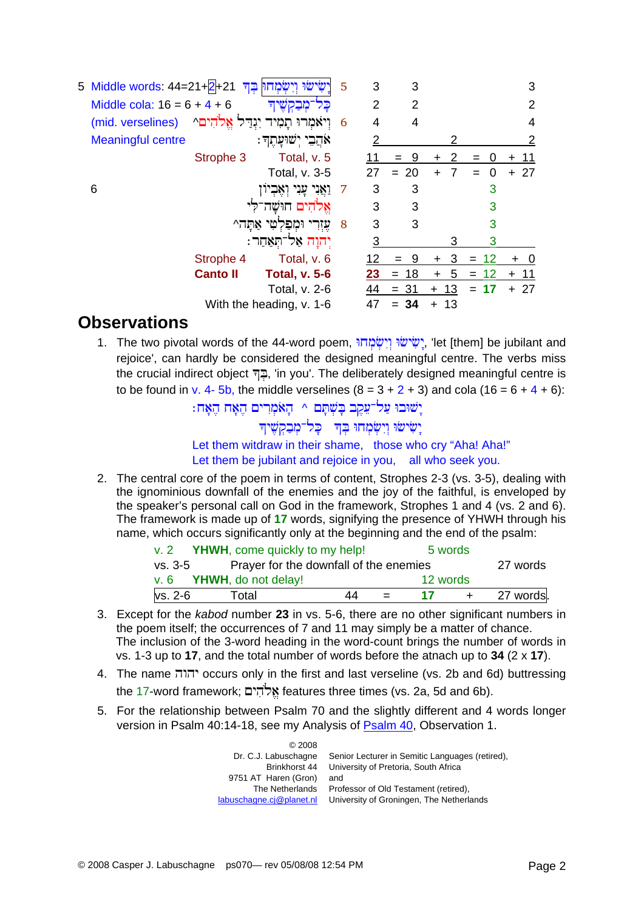| | | | | | | | | | | | | |
|---|---|---|---|---|---|---|---|---|---|---|---|---|
| 5 | Middle words: 44=21+2+21 | יָשִׂישׂוּ וְיִשְׂמְחוּ בְּךָ | 5 | 3 | | 3 | | | | | | 3 |
| | Middle cola: 16 = 6 + 4 + 6 | כָּל־מְבַקְשֶׁיךָ | | 2 | | 2 | | | | | | 2 |
| | (mid. verselines) | וְיֹאמְרוּ תָמִיד יִגְדַּל אֱלֹהִים^ | 6 | 4 | | 4 | | | | | | 4 |
| | Meaningful centre | אֹהֲבֵי יְשׁוּעָתֶךָ׃ | | 2 | | | | 2 | | | | 2 |
| | Strophe 3 | Total, v. 5 | | 11 | = | 9 | + | 2 | = | 0 | + | 11 |
| | | Total, v. 3-5 | | 27 | = | 20 | + | 7 | = | 0 | + | 27 |
| 6 | | וַאֲנִי עָנִי וְאֶבְיוֹן | 7 | 3 | | 3 | | | | 3 | | |
| | | אֱלֹהִים חוּשָׁה־לִּי | | 3 | | 3 | | | | 3 | | |
| | | עֶזְרִי וּמְפַלְטִי אַתָּה^ | 8 | 3 | | 3 | | | | 3 | | |
| | | יְהוָה אַל־תְּאַחַר׃ | | 3 | | | | 3 | | 3 | | |
| | Strophe 4 | Total, v. 6 | | 12 | = | 9 | + | 3 | = | 12 | + | 0 |
| | **Canto II** | **Total, v. 5-6** | | **23** | = | 18 | + | 5 | = | 12 | + | 11 |
| | | Total, v. 2-6 | | 44 | = | 31 | + | 13 | = | **17** | + | 27 |
| | | With the heading, v. 1-6 | | 47 | = | **34** | + | 13 | | | | |

## Observations

1. The two pivotal words of the 44-word poem, יָשִׂישׂוּ וְיִשְׂמְחוּ, 'let [them] be jubilant and rejoice', can hardly be considered the designed meaningful centre. The verbs miss the crucial indirect object בְּךָ, 'in you'. The deliberately designed meaningful centre is to be found in v. 4- 5b, the middle verselines (8 = 3 + 2 + 3) and cola (16 = 6 + 4 + 6):

   יָשׁוּבוּ עַל־עֵקֶב בָּשְׁתָּם ^ הָאֹמְרִים הֶאָח הֶאָח׃
   יָשִׂישׂוּ וְיִשְׂמְחוּ בְּךָ כָּל־מְבַקְשֶׁיךָ

   Let them witdraw in their shame, those who cry "Aha! Aha!"
   Let them be jubilant and rejoice in you, all who seek you.

2. The central core of the poem in terms of content, Strophes 2-3 (vs. 3-5), dealing with the ignominious downfall of the enemies and the joy of the faithful, is enveloped by the speaker's personal call on God in the framework, Strophes 1 and 4 (vs. 2 and 6). The framework is made up of **17** words, signifying the presence of YHWH through his name, which occurs significantly only at the beginning and the end of the psalm:

| | | | | | |
|---|---|---|---|---|---|
| v. 2 | **YHWH**, come quickly to my help! | | 5 words | | |
| vs. 3-5 | Prayer for the downfall of the enemies | | | | 27 words |
| v. 6 | **YHWH**, do not delay! | | 12 words | | |
| vs. 2-6 | Total | 44 = | **17** | + | 27 words. |

3. Except for the *kabod* number **23** in vs. 5-6, there are no other significant numbers in the poem itself; the occurrences of 7 and 11 may simply be a matter of chance. The inclusion of the 3-word heading in the word-count brings the number of words in vs. 1-3 up to **17**, and the total number of words before the atnach up to **34** (2 x **17**).

4. The name יהוה occurs only in the first and last verseline (vs. 2b and 6d) buttressing the 17-word framework; אֱלֹהִים features three times (vs. 2a, 5d and 6b).

5. For the relationship between Psalm 70 and the slightly different and 4 words longer version in Psalm 40:14-18, see my Analysis of Psalm 40, Observation 1.

© 2008
Dr. C.J. Labuschagne — Senior Lecturer in Semitic Languages (retired), University of Pretoria, South Africa
Brinkhorst 44, 9751 AT Haren (Gron), The Netherlands — and Professor of Old Testament (retired), University of Groningen, The Netherlands
labuschagne.cj@planet.nl